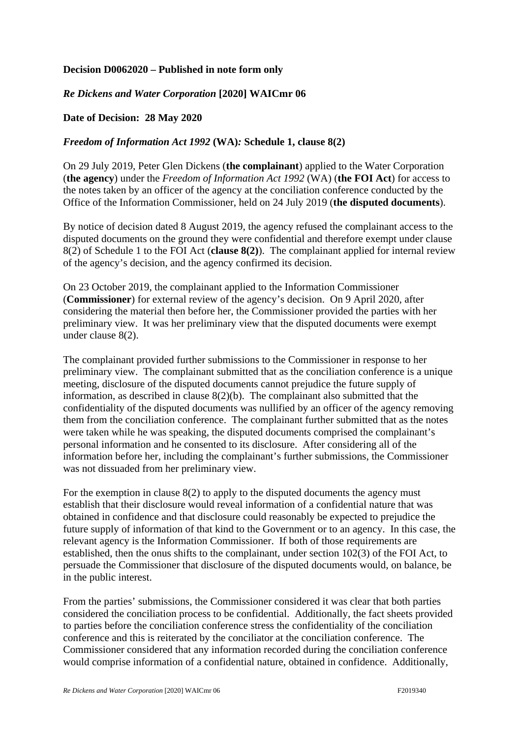**Decision D0062020 – Published in note form only**

***Re Dickens and Water Corporation* [2020] WAICmr 06**

**Date of Decision: 28 May 2020**

***Freedom of Information Act 1992* (WA)*:* Schedule 1, clause 8(2)**

On 29 July 2019, Peter Glen Dickens (**the complainant**) applied to the Water Corporation (**the agency**) under the *Freedom of Information Act 1992* (WA) (**the FOI Act**) for access to the notes taken by an officer of the agency at the conciliation conference conducted by the Office of the Information Commissioner, held on 24 July 2019 (**the disputed documents**).

By notice of decision dated 8 August 2019, the agency refused the complainant access to the disputed documents on the ground they were confidential and therefore exempt under clause 8(2) of Schedule 1 to the FOI Act (**clause 8(2)**). The complainant applied for internal review of the agency's decision, and the agency confirmed its decision.

On 23 October 2019, the complainant applied to the Information Commissioner (**Commissioner**) for external review of the agency's decision. On 9 April 2020, after considering the material then before her, the Commissioner provided the parties with her preliminary view. It was her preliminary view that the disputed documents were exempt under clause 8(2).

The complainant provided further submissions to the Commissioner in response to her preliminary view. The complainant submitted that as the conciliation conference is a unique meeting, disclosure of the disputed documents cannot prejudice the future supply of information, as described in clause 8(2)(b). The complainant also submitted that the confidentiality of the disputed documents was nullified by an officer of the agency removing them from the conciliation conference. The complainant further submitted that as the notes were taken while he was speaking, the disputed documents comprised the complainant's personal information and he consented to its disclosure. After considering all of the information before her, including the complainant's further submissions, the Commissioner was not dissuaded from her preliminary view.

For the exemption in clause 8(2) to apply to the disputed documents the agency must establish that their disclosure would reveal information of a confidential nature that was obtained in confidence and that disclosure could reasonably be expected to prejudice the future supply of information of that kind to the Government or to an agency. In this case, the relevant agency is the Information Commissioner. If both of those requirements are established, then the onus shifts to the complainant, under section 102(3) of the FOI Act, to persuade the Commissioner that disclosure of the disputed documents would, on balance, be in the public interest.

From the parties' submissions, the Commissioner considered it was clear that both parties considered the conciliation process to be confidential. Additionally, the fact sheets provided to parties before the conciliation conference stress the confidentiality of the conciliation conference and this is reiterated by the conciliator at the conciliation conference. The Commissioner considered that any information recorded during the conciliation conference would comprise information of a confidential nature, obtained in confidence. Additionally,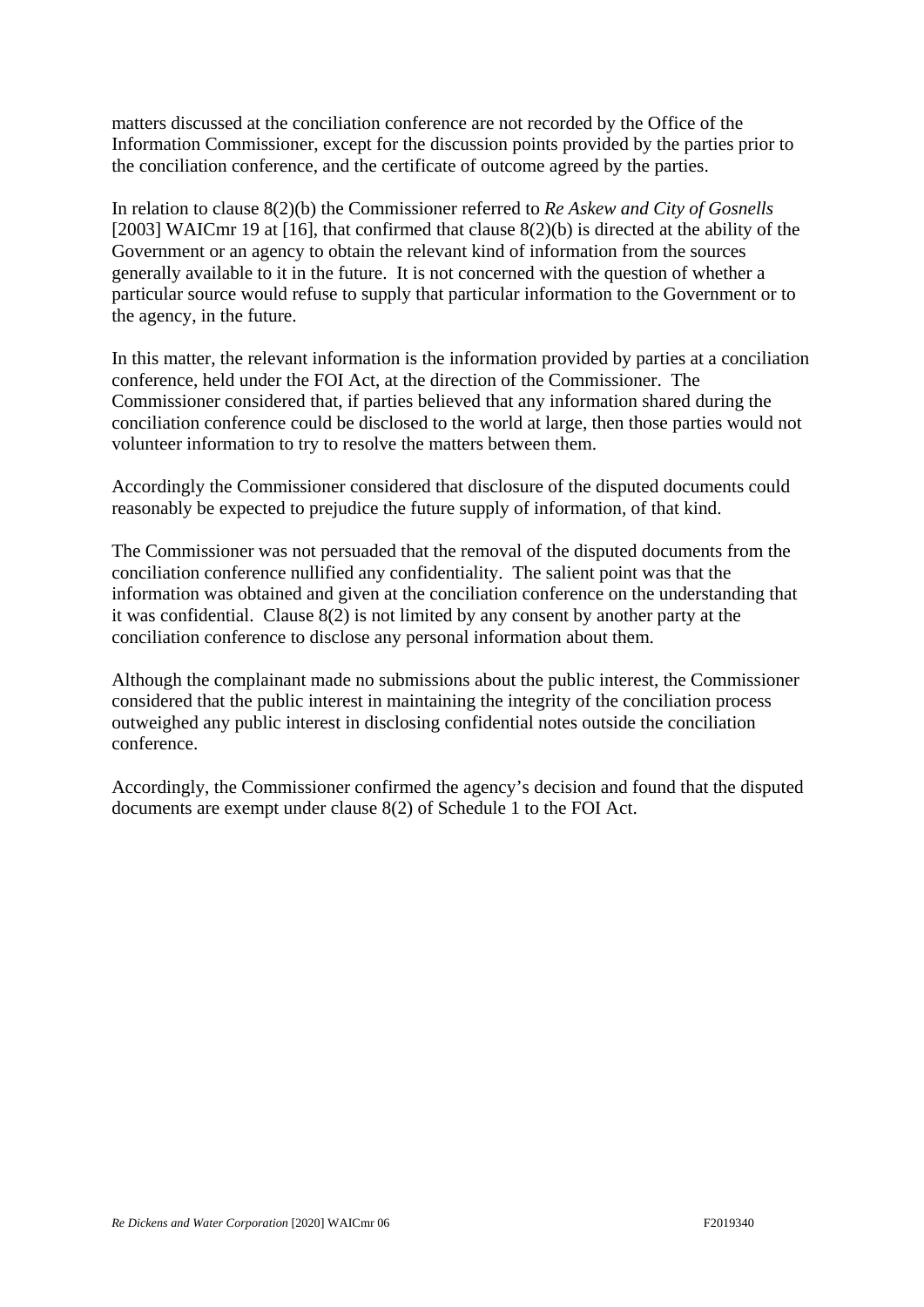matters discussed at the conciliation conference are not recorded by the Office of the Information Commissioner, except for the discussion points provided by the parties prior to the conciliation conference, and the certificate of outcome agreed by the parties.

In relation to clause 8(2)(b) the Commissioner referred to *Re Askew and City of Gosnells* [2003] WAICmr 19 at [16], that confirmed that clause 8(2)(b) is directed at the ability of the Government or an agency to obtain the relevant kind of information from the sources generally available to it in the future. It is not concerned with the question of whether a particular source would refuse to supply that particular information to the Government or to the agency, in the future.

In this matter, the relevant information is the information provided by parties at a conciliation conference, held under the FOI Act, at the direction of the Commissioner. The Commissioner considered that, if parties believed that any information shared during the conciliation conference could be disclosed to the world at large, then those parties would not volunteer information to try to resolve the matters between them.

Accordingly the Commissioner considered that disclosure of the disputed documents could reasonably be expected to prejudice the future supply of information, of that kind.

The Commissioner was not persuaded that the removal of the disputed documents from the conciliation conference nullified any confidentiality. The salient point was that the information was obtained and given at the conciliation conference on the understanding that it was confidential. Clause 8(2) is not limited by any consent by another party at the conciliation conference to disclose any personal information about them.

Although the complainant made no submissions about the public interest, the Commissioner considered that the public interest in maintaining the integrity of the conciliation process outweighed any public interest in disclosing confidential notes outside the conciliation conference.

Accordingly, the Commissioner confirmed the agency's decision and found that the disputed documents are exempt under clause 8(2) of Schedule 1 to the FOI Act.